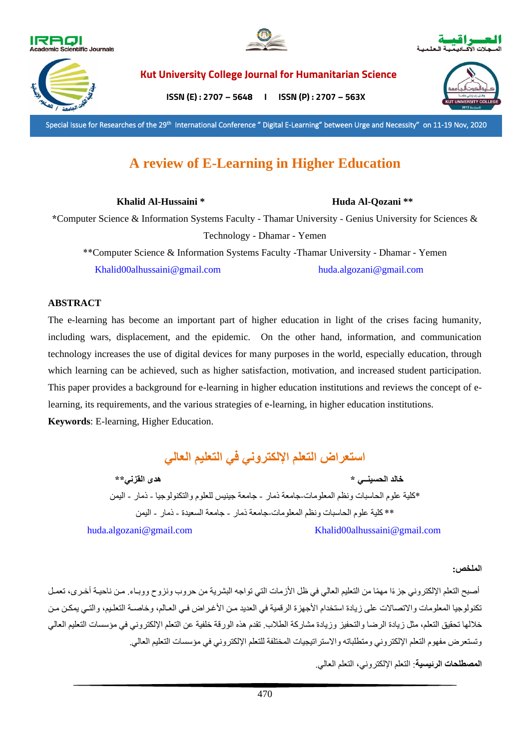# A review of E-Learning in Higher Education

**Khalid Al-Hussaini *** **Huda Al-Qozani ****

*Computer Science & Information Systems Faculty - Thamar University - Genius University for Sciences & Technology - Dhamar - Yemen

**Computer Science & Information Systems Faculty -Thamar University - Dhamar - Yemen

Khalid00alhussaini@gmail.com huda.algozani@gmail.com

## ABSTRACT

The e-learning has become an important part of higher education in light of the crises facing humanity, including wars, displacement, and the epidemic. On the other hand, information, and communication technology increases the use of digital devices for many purposes in the world, especially education, through which learning can be achieved, such as higher satisfaction, motivation, and increased student participation. This paper provides a background for e-learning in higher education institutions and reviews the concept of e-learning, its requirements, and the various strategies of e-learning, in higher education institutions.

**Keywords**: E-learning, Higher Education.

# استعراض التعلم الإلكتروني في التعليم العالي

**خالد الحسينــي *** **هدى القزني****

*كلية علوم الحاسبات ونظم المعلومات-جامعة ذمار - جامعة جينيس للعلوم والتكنولوجيا - ذمار - اليمن

** كلية علوم الحاسبات ونظم المعلومات-جامعة ذمار - جامعة السعيدة - ذمار - اليمن

Khalid00alhussaini@gmail.com huda.algozani@gmail.com

**الملخص:**

أصبح التعلم الإلكتروني جزءًا مهمًا من التعليم العالي في ظل الأزمات التي تواجه البشرية من حروب ونزوح ووباء. من ناحية أخرى، تعمل تكنولوجيا المعلومات والاتصالات على زيادة استخدام الأجهزة الرقمية في العديد من الأغراض في العالم، وخاصة التعليم، والتي يمكن من خلالها تحقيق التعلم، مثل زيادة الرضا والتحفيز وزيادة مشاركة الطلاب. تقدم هذه الورقة خلفية عن التعلم الإلكتروني في مؤسسات التعليم العالي وتستعرض مفهوم التعلم الإلكتروني ومتطلباته والاستراتيجيات المختلفة للتعلم الإلكتروني في مؤسسات التعليم العالي.

**المصطلحات الرئيسية**: التعلم الإلكتروني، التعلم العالي.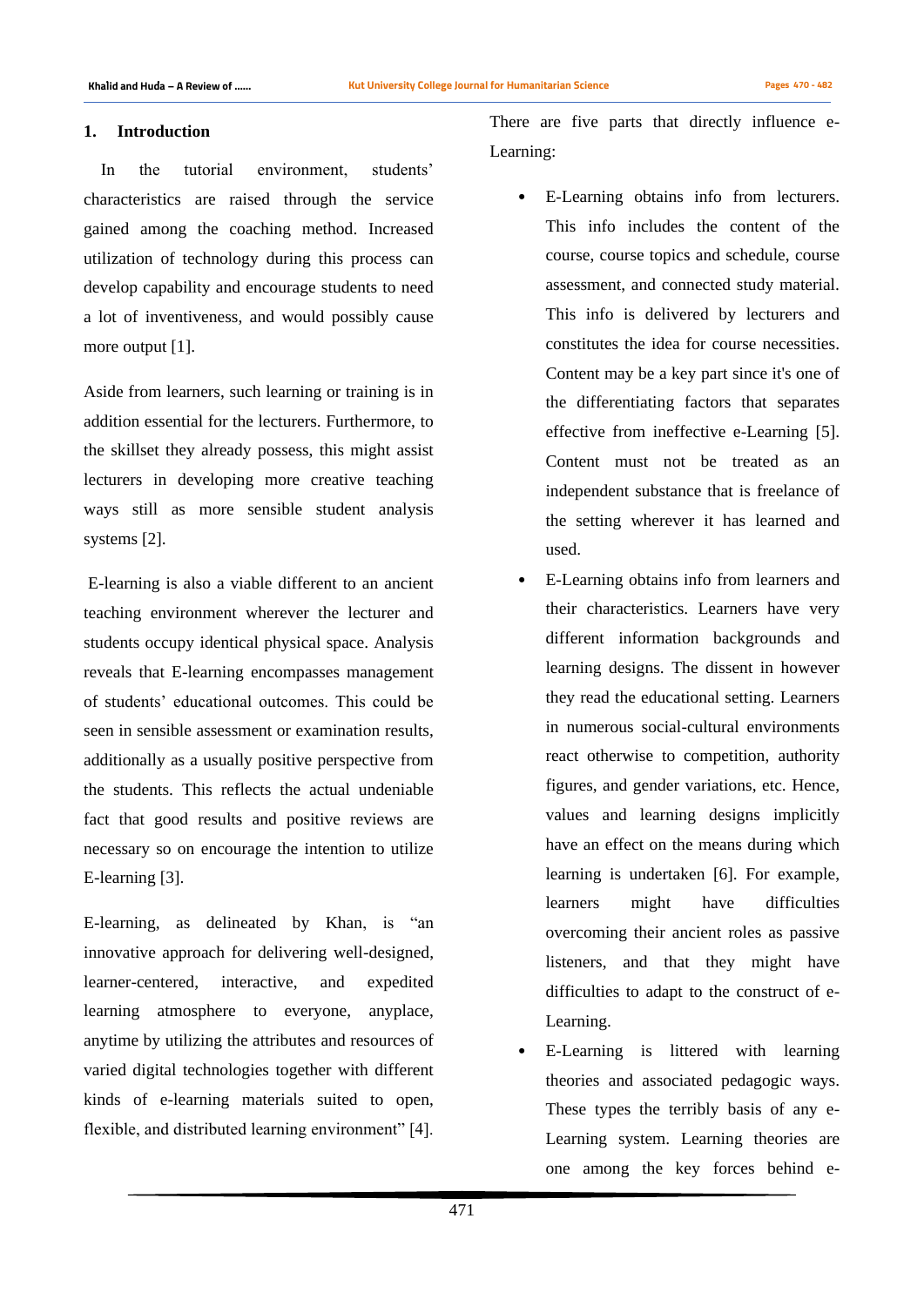## 1. Introduction

In the tutorial environment, students' characteristics are raised through the service gained among the coaching method. Increased utilization of technology during this process can develop capability and encourage students to need a lot of inventiveness, and would possibly cause more output [1].

Aside from learners, such learning or training is in addition essential for the lecturers. Furthermore, to the skillset they already possess, this might assist lecturers in developing more creative teaching ways still as more sensible student analysis systems [2].

E-learning is also a viable different to an ancient teaching environment wherever the lecturer and students occupy identical physical space. Analysis reveals that E-learning encompasses management of students' educational outcomes. This could be seen in sensible assessment or examination results, additionally as a usually positive perspective from the students. This reflects the actual undeniable fact that good results and positive reviews are necessary so on encourage the intention to utilize E-learning [3].

E-learning, as delineated by Khan, is "an innovative approach for delivering well-designed, learner-centered, interactive, and expedited learning atmosphere to everyone, anyplace, anytime by utilizing the attributes and resources of varied digital technologies together with different kinds of e-learning materials suited to open, flexible, and distributed learning environment" [4].

There are five parts that directly influence e-Learning:

- E-Learning obtains info from lecturers. This info includes the content of the course, course topics and schedule, course assessment, and connected study material. This info is delivered by lecturers and constitutes the idea for course necessities. Content may be a key part since it's one of the differentiating factors that separates effective from ineffective e-Learning [5]. Content must not be treated as an independent substance that is freelance of the setting wherever it has learned and used.
- E-Learning obtains info from learners and their characteristics. Learners have very different information backgrounds and learning designs. The dissent in however they read the educational setting. Learners in numerous social-cultural environments react otherwise to competition, authority figures, and gender variations, etc. Hence, values and learning designs implicitly have an effect on the means during which learning is undertaken [6]. For example, learners might have difficulties overcoming their ancient roles as passive listeners, and that they might have difficulties to adapt to the construct of e-Learning.
- E-Learning is littered with learning theories and associated pedagogic ways. These types the terribly basis of any e-Learning system. Learning theories are one among the key forces behind e-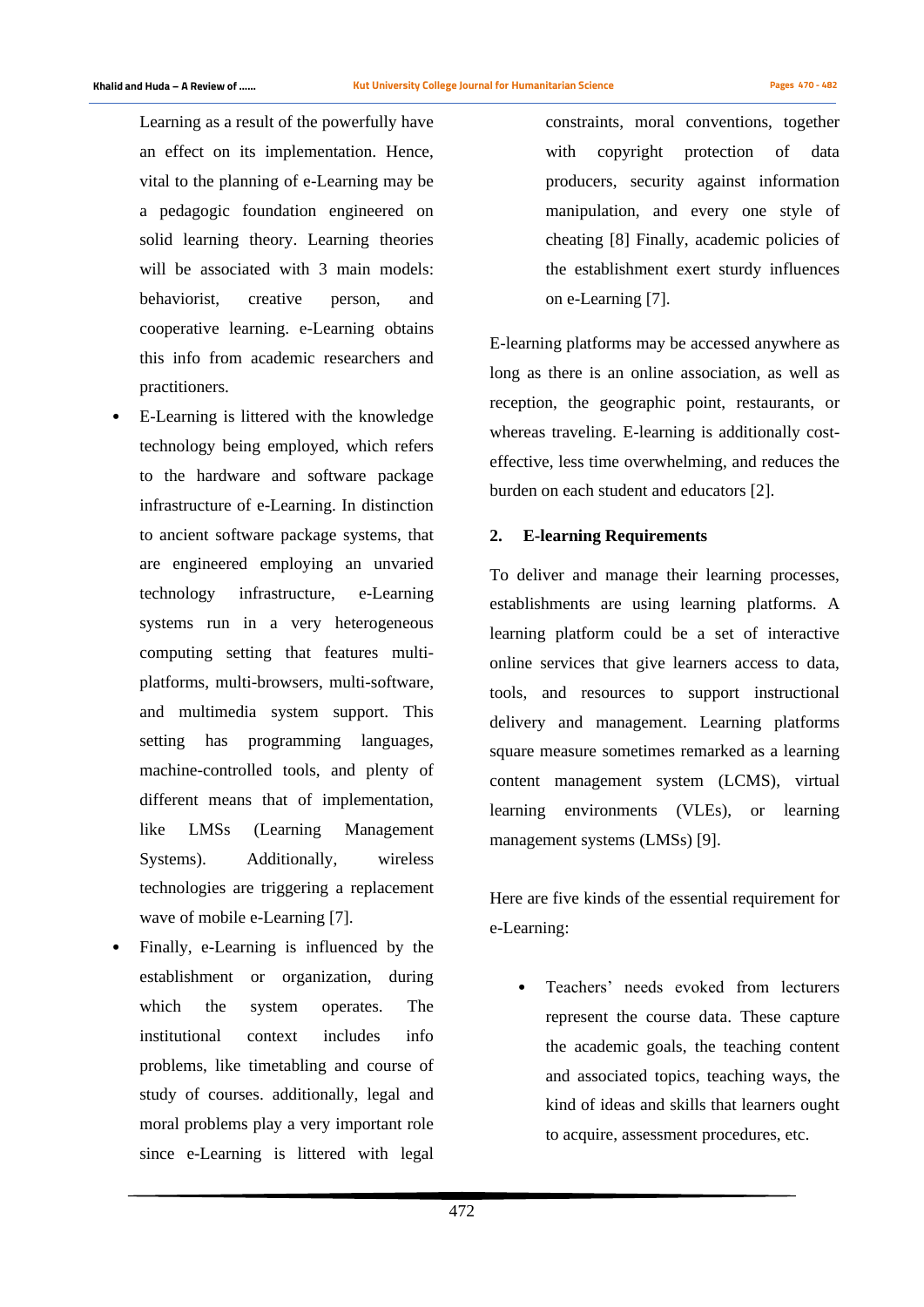Learning as a result of the powerfully have an effect on its implementation. Hence, vital to the planning of e-Learning may be a pedagogic foundation engineered on solid learning theory. Learning theories will be associated with 3 main models: behaviorist, creative person, and cooperative learning. e-Learning obtains this info from academic researchers and practitioners.

- E-Learning is littered with the knowledge technology being employed, which refers to the hardware and software package infrastructure of e-Learning. In distinction to ancient software package systems, that are engineered employing an unvaried technology infrastructure, e-Learning systems run in a very heterogeneous computing setting that features multi-platforms, multi-browsers, multi-software, and multimedia system support. This setting has programming languages, machine-controlled tools, and plenty of different means that of implementation, like LMSs (Learning Management Systems). Additionally, wireless technologies are triggering a replacement wave of mobile e-Learning [7].
- Finally, e-Learning is influenced by the establishment or organization, during which the system operates. The institutional context includes info problems, like timetabling and course of study of courses. additionally, legal and moral problems play a very important role since e-Learning is littered with legal constraints, moral conventions, together with copyright protection of data producers, security against information manipulation, and every one style of cheating [8] Finally, academic policies of the establishment exert sturdy influences on e-Learning [7].

E-learning platforms may be accessed anywhere as long as there is an online association, as well as reception, the geographic point, restaurants, or whereas traveling. E-learning is additionally cost-effective, less time overwhelming, and reduces the burden on each student and educators [2].

## 2. E-learning Requirements

To deliver and manage their learning processes, establishments are using learning platforms. A learning platform could be a set of interactive online services that give learners access to data, tools, and resources to support instructional delivery and management. Learning platforms square measure sometimes remarked as a learning content management system (LCMS), virtual learning environments (VLEs), or learning management systems (LMSs) [9].

Here are five kinds of the essential requirement for e-Learning:

- Teachers' needs evoked from lecturers represent the course data. These capture the academic goals, the teaching content and associated topics, teaching ways, the kind of ideas and skills that learners ought to acquire, assessment procedures, etc.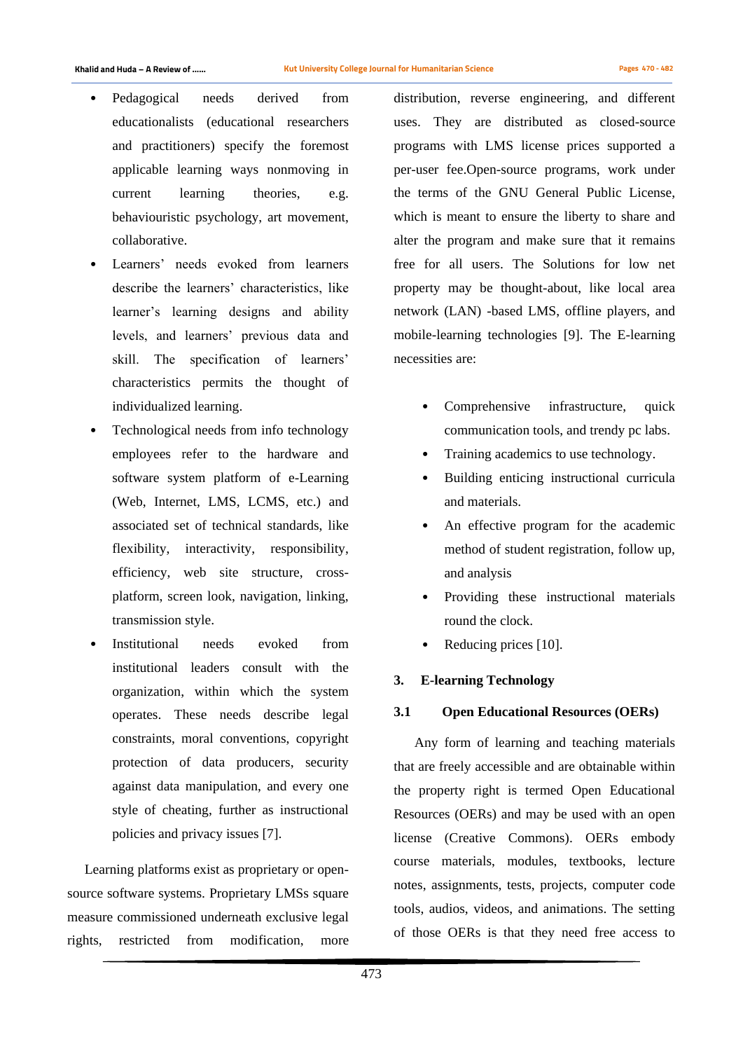- Pedagogical needs derived from educationalists (educational researchers and practitioners) specify the foremost applicable learning ways nonmoving in current learning theories, e.g. behaviouristic psychology, art movement, collaborative.
- Learners' needs evoked from learners describe the learners' characteristics, like learner's learning designs and ability levels, and learners' previous data and skill. The specification of learners' characteristics permits the thought of individualized learning.
- Technological needs from info technology employees refer to the hardware and software system platform of e-Learning (Web, Internet, LMS, LCMS, etc.) and associated set of technical standards, like flexibility, interactivity, responsibility, efficiency, web site structure, cross-platform, screen look, navigation, linking, transmission style.
- Institutional needs evoked from institutional leaders consult with the organization, within which the system operates. These needs describe legal constraints, moral conventions, copyright protection of data producers, security against data manipulation, and every one style of cheating, further as instructional policies and privacy issues [7].

Learning platforms exist as proprietary or open-source software systems. Proprietary LMSs square measure commissioned underneath exclusive legal rights, restricted from modification, more distribution, reverse engineering, and different uses. They are distributed as closed-source programs with LMS license prices supported a per-user fee.Open-source programs, work under the terms of the GNU General Public License, which is meant to ensure the liberty to share and alter the program and make sure that it remains free for all users. The Solutions for low net property may be thought-about, like local area network (LAN) -based LMS, offline players, and mobile-learning technologies [9]. The E-learning necessities are:

- Comprehensive infrastructure, quick communication tools, and trendy pc labs.
- Training academics to use technology.
- Building enticing instructional curricula and materials.
- An effective program for the academic method of student registration, follow up, and analysis
- Providing these instructional materials round the clock.
- Reducing prices [10].

## 3. E-learning Technology

### 3.1 Open Educational Resources (OERs)

Any form of learning and teaching materials that are freely accessible and are obtainable within the property right is termed Open Educational Resources (OERs) and may be used with an open license (Creative Commons). OERs embody course materials, modules, textbooks, lecture notes, assignments, tests, projects, computer code tools, audios, videos, and animations. The setting of those OERs is that they need free access to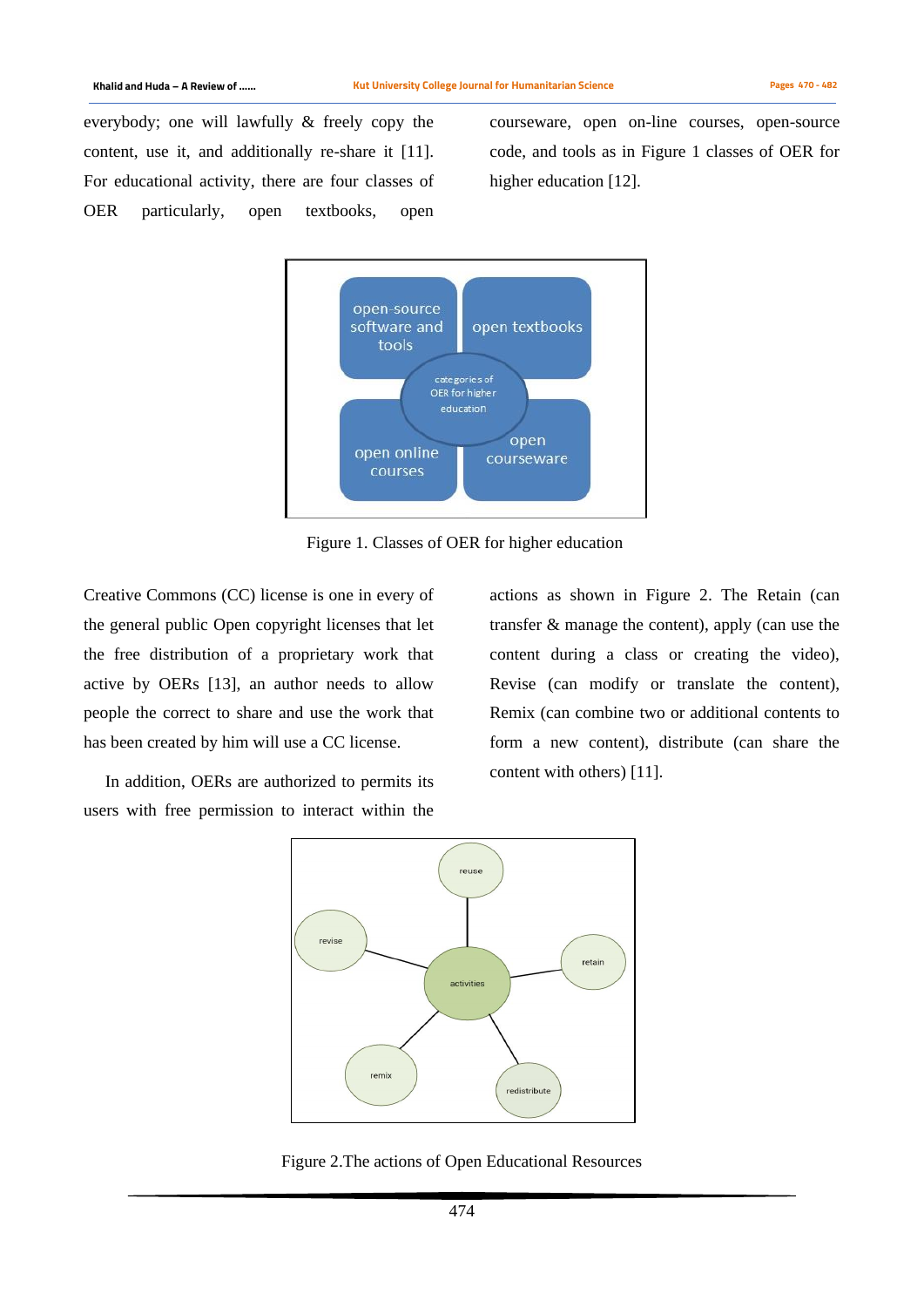everybody; one will lawfully & freely copy the content, use it, and additionally re-share it [11]. For educational activity, there are four classes of OER particularly, open textbooks, open courseware, open on-line courses, open-source code, and tools as in Figure 1 classes of OER for higher education [12].

Figure 1. Classes of OER for higher education

Creative Commons (CC) license is one in every of the general public Open copyright licenses that let the free distribution of a proprietary work that active by OERs [13], an author needs to allow people the correct to share and use the work that has been created by him will use a CC license.

In addition, OERs are authorized to permits its users with free permission to interact within the actions as shown in Figure 2. The Retain (can transfer & manage the content), apply (can use the content during a class or creating the video), Revise (can modify or translate the content), Remix (can combine two or additional contents to form a new content), distribute (can share the content with others) [11].

Figure 2.The actions of Open Educational Resources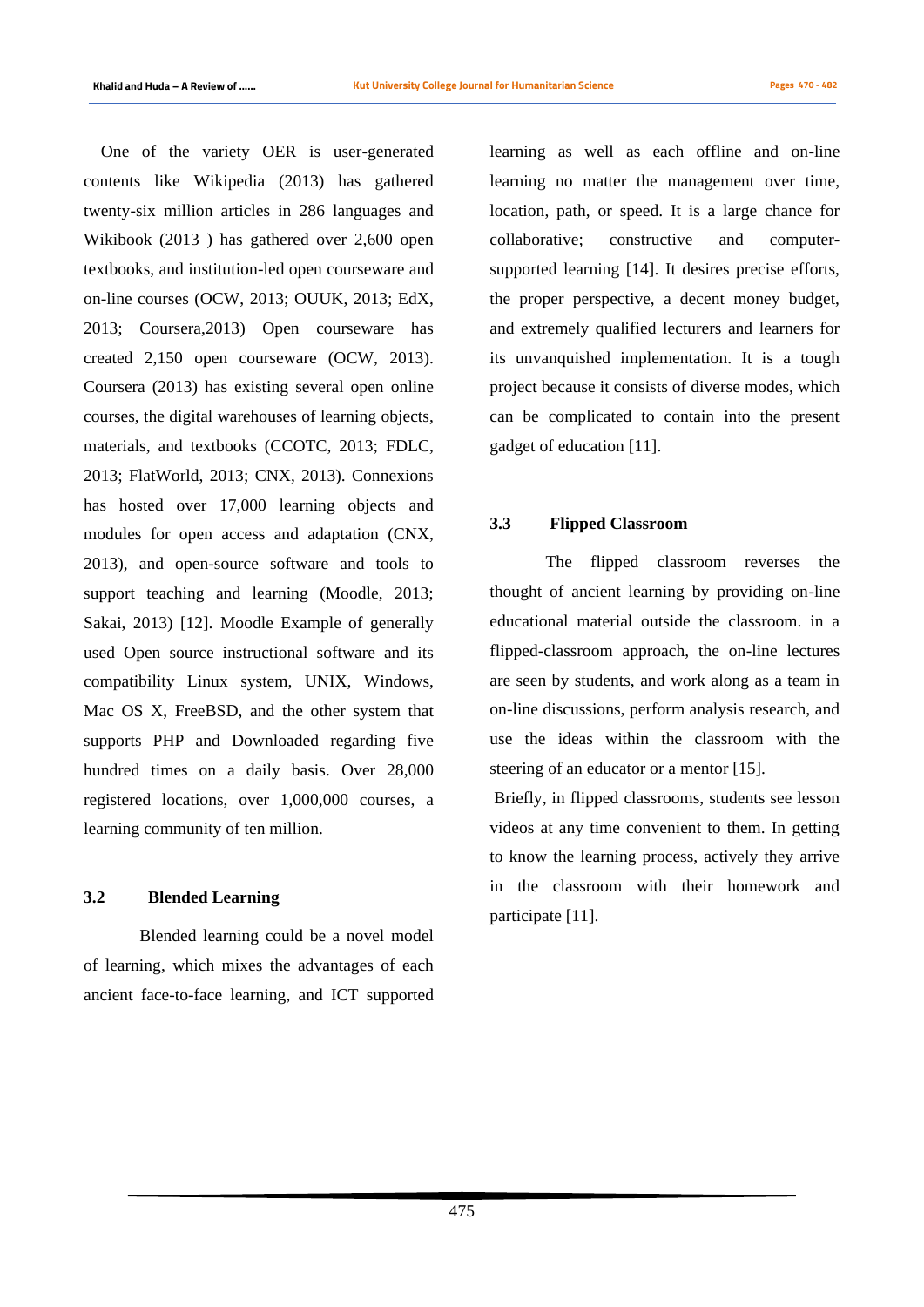One of the variety OER is user-generated contents like Wikipedia (2013) has gathered twenty-six million articles in 286 languages and Wikibook (2013 ) has gathered over 2,600 open textbooks, and institution-led open courseware and on-line courses (OCW, 2013; OUUK, 2013; EdX, 2013; Coursera,2013) Open courseware has created 2,150 open courseware (OCW, 2013). Coursera (2013) has existing several open online courses, the digital warehouses of learning objects, materials, and textbooks (CCOTC, 2013; FDLC, 2013; FlatWorld, 2013; CNX, 2013). Connexions has hosted over 17,000 learning objects and modules for open access and adaptation (CNX, 2013), and open-source software and tools to support teaching and learning (Moodle, 2013; Sakai, 2013) [12]. Moodle Example of generally used Open source instructional software and its compatibility Linux system, UNIX, Windows, Mac OS X, FreeBSD, and the other system that supports PHP and Downloaded regarding five hundred times on a daily basis. Over 28,000 registered locations, over 1,000,000 courses, a learning community of ten million.

### 3.2 Blended Learning

Blended learning could be a novel model of learning, which mixes the advantages of each ancient face-to-face learning, and ICT supported learning as well as each offline and on-line learning no matter the management over time, location, path, or speed. It is a large chance for collaborative; constructive and computer-supported learning [14]. It desires precise efforts, the proper perspective, a decent money budget, and extremely qualified lecturers and learners for its unvanquished implementation. It is a tough project because it consists of diverse modes, which can be complicated to contain into the present gadget of education [11].

### 3.3 Flipped Classroom

The flipped classroom reverses the thought of ancient learning by providing on-line educational material outside the classroom. in a flipped-classroom approach, the on-line lectures are seen by students, and work along as a team in on-line discussions, perform analysis research, and use the ideas within the classroom with the steering of an educator or a mentor [15].

Briefly, in flipped classrooms, students see lesson videos at any time convenient to them. In getting to know the learning process, actively they arrive in the classroom with their homework and participate [11].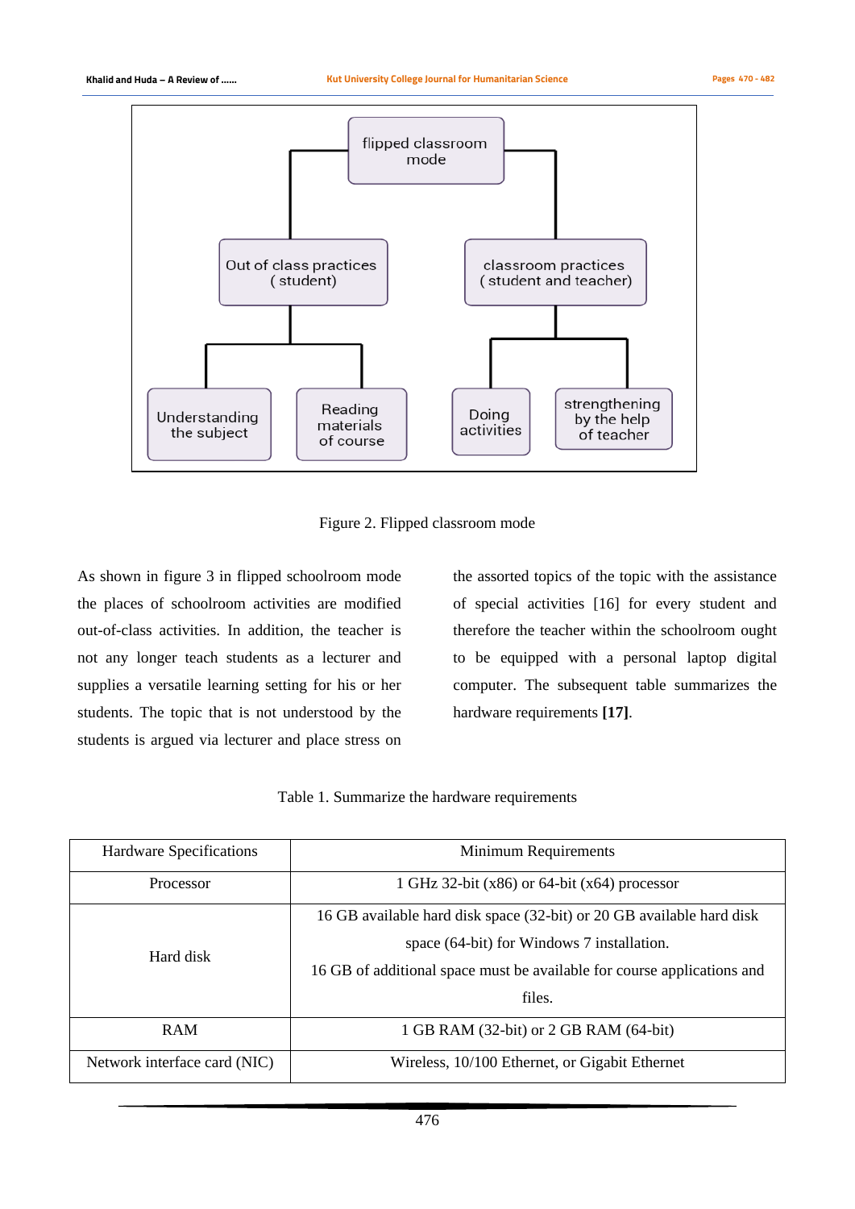flipped classroom mode

Out of class practices ( student)

classroom practices ( student and teacher)

Understanding the subject

Reading materials of course

Doing activities

strengthening by the help of teacher

Figure 2. Flipped classroom mode

As shown in figure 3 in flipped schoolroom mode the places of schoolroom activities are modified out-of-class activities. In addition, the teacher is not any longer teach students as a lecturer and supplies a versatile learning setting for his or her students. The topic that is not understood by the students is argued via lecturer and place stress on the assorted topics of the topic with the assistance of special activities [16] for every student and therefore the teacher within the schoolroom ought to be equipped with a personal laptop digital computer. The subsequent table summarizes the hardware requirements **[17]**.

Table 1. Summarize the hardware requirements

| Hardware Specifications | Minimum Requirements |
| --- | --- |
| Processor | 1 GHz 32-bit (x86) or 64-bit (x64) processor |
| Hard disk | 16 GB available hard disk space (32-bit) or 20 GB available hard disk space (64-bit) for Windows 7 installation.<br>16 GB of additional space must be available for course applications and files. |
| RAM | 1 GB RAM (32-bit) or 2 GB RAM (64-bit) |
| Network interface card (NIC) | Wireless, 10/100 Ethernet, or Gigabit Ethernet |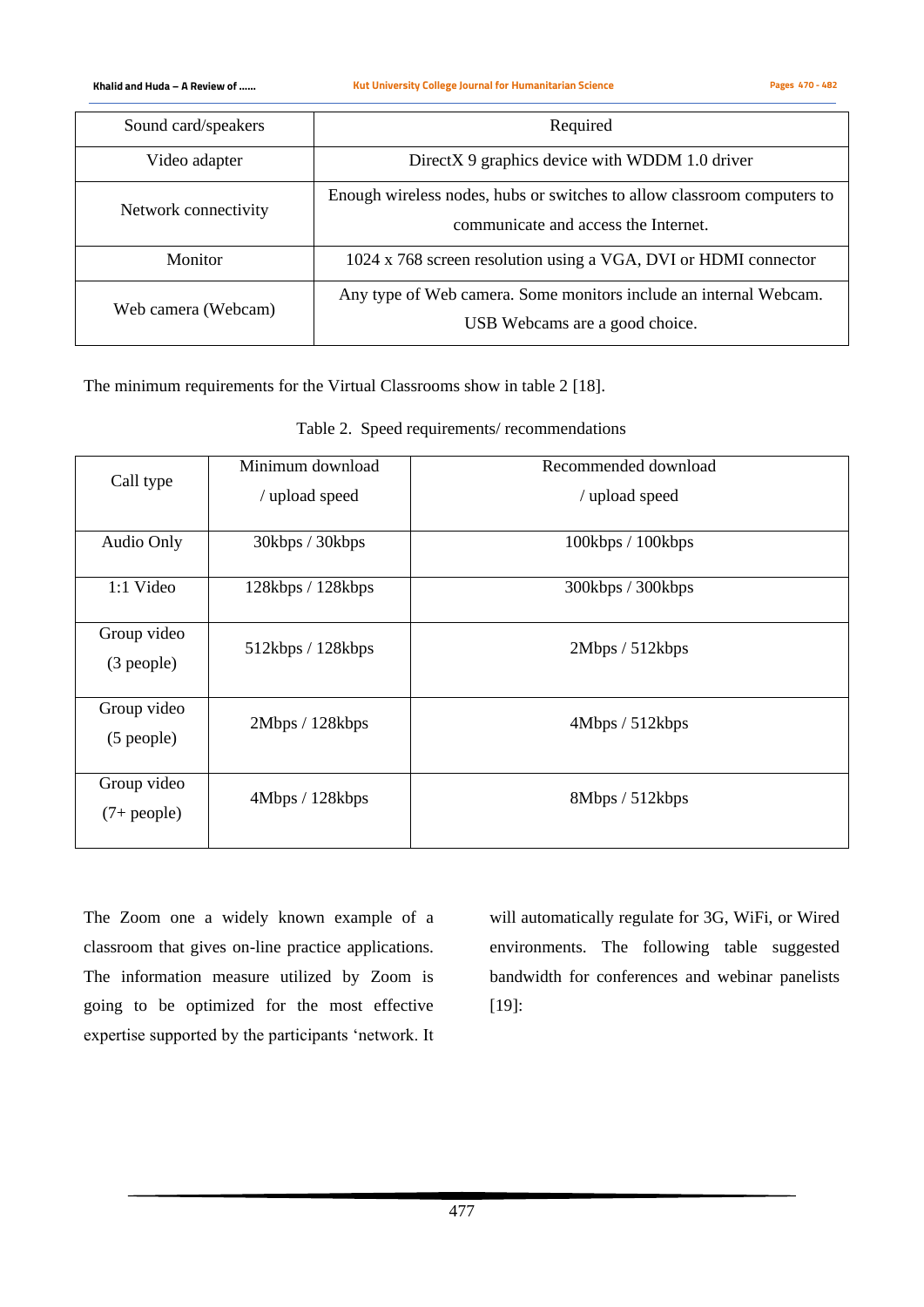| Sound card/speakers | Required |
|---|---|
| Video adapter | DirectX 9 graphics device with WDDM 1.0 driver |
| Network connectivity | Enough wireless nodes, hubs or switches to allow classroom computers to communicate and access the Internet. |
| Monitor | 1024 x 768 screen resolution using a VGA, DVI or HDMI connector |
| Web camera (Webcam) | Any type of Web camera. Some monitors include an internal Webcam. USB Webcams are a good choice. |

The minimum requirements for the Virtual Classrooms show in table 2 [18].

Table 2. Speed requirements/ recommendations

| Call type | Minimum download / upload speed | Recommended download / upload speed |
|---|---|---|
| Audio Only | 30kbps / 30kbps | 100kbps / 100kbps |
| 1:1 Video | 128kbps / 128kbps | 300kbps / 300kbps |
| Group video (3 people) | 512kbps / 128kbps | 2Mbps / 512kbps |
| Group video (5 people) | 2Mbps / 128kbps | 4Mbps / 512kbps |
| Group video (7+ people) | 4Mbps / 128kbps | 8Mbps / 512kbps |

The Zoom one a widely known example of a classroom that gives on-line practice applications. The information measure utilized by Zoom is going to be optimized for the most effective expertise supported by the participants 'network. It will automatically regulate for 3G, WiFi, or Wired environments. The following table suggested bandwidth for conferences and webinar panelists [19]: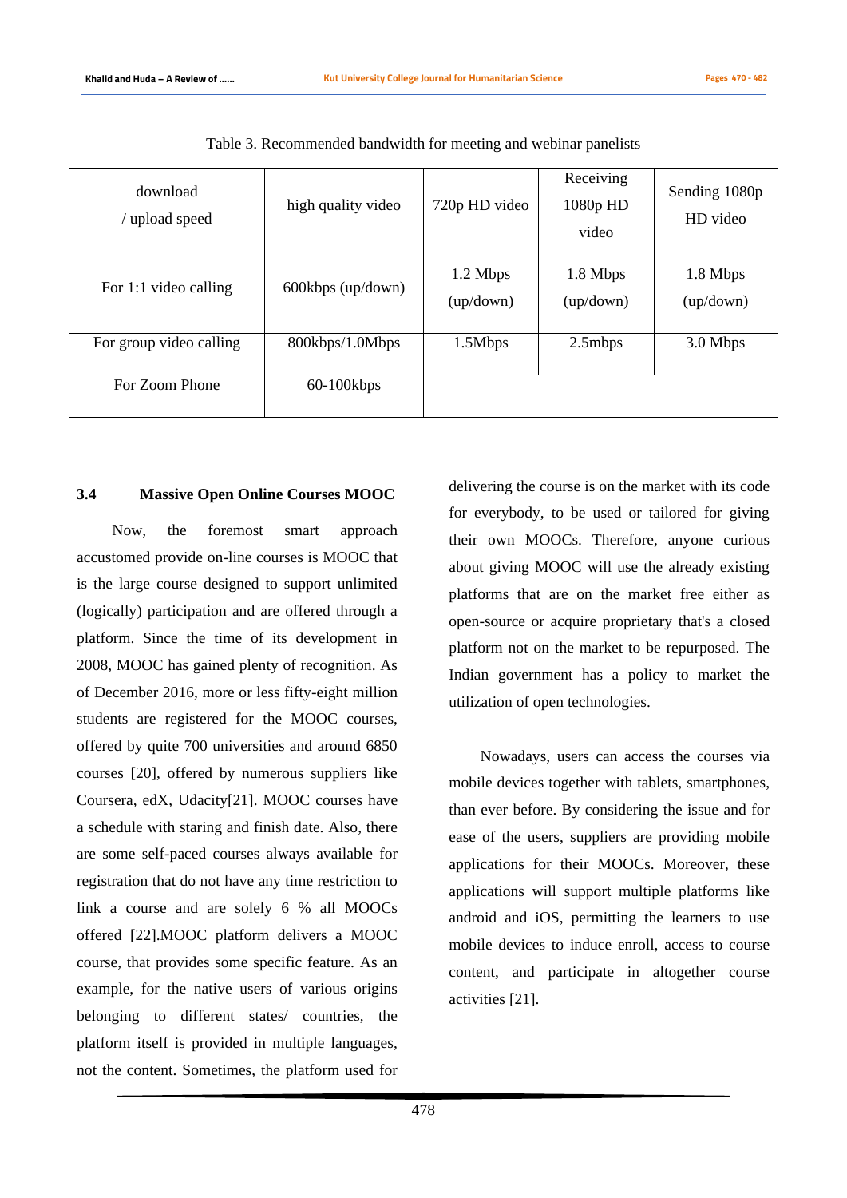Table 3. Recommended bandwidth for meeting and webinar panelists

| download / upload speed | high quality video | 720p HD video | Receiving 1080p HD video | Sending 1080p HD video |
|---|---|---|---|---|
| For 1:1 video calling | 600kbps (up/down) | 1.2 Mbps (up/down) | 1.8 Mbps (up/down) | 1.8 Mbps (up/down) |
| For group video calling | 800kbps/1.0Mbps | 1.5Mbps | 2.5mbps | 3.0 Mbps |
| For Zoom Phone | 60-100kbps | | | |

### 3.4 Massive Open Online Courses MOOC

Now, the foremost smart approach accustomed provide on-line courses is MOOC that is the large course designed to support unlimited (logically) participation and are offered through a platform. Since the time of its development in 2008, MOOC has gained plenty of recognition. As of December 2016, more or less fifty-eight million students are registered for the MOOC courses, offered by quite 700 universities and around 6850 courses [20], offered by numerous suppliers like Coursera, edX, Udacity[21]. MOOC courses have a schedule with staring and finish date. Also, there are some self-paced courses always available for registration that do not have any time restriction to link a course and are solely 6 % all MOOCs offered [22].MOOC platform delivers a MOOC course, that provides some specific feature. As an example, for the native users of various origins belonging to different states/ countries, the platform itself is provided in multiple languages, not the content. Sometimes, the platform used for delivering the course is on the market with its code for everybody, to be used or tailored for giving their own MOOCs. Therefore, anyone curious about giving MOOC will use the already existing platforms that are on the market free either as open-source or acquire proprietary that's a closed platform not on the market to be repurposed. The Indian government has a policy to market the utilization of open technologies.

Nowadays, users can access the courses via mobile devices together with tablets, smartphones, than ever before. By considering the issue and for ease of the users, suppliers are providing mobile applications for their MOOCs. Moreover, these applications will support multiple platforms like android and iOS, permitting the learners to use mobile devices to induce enroll, access to course content, and participate in altogether course activities [21].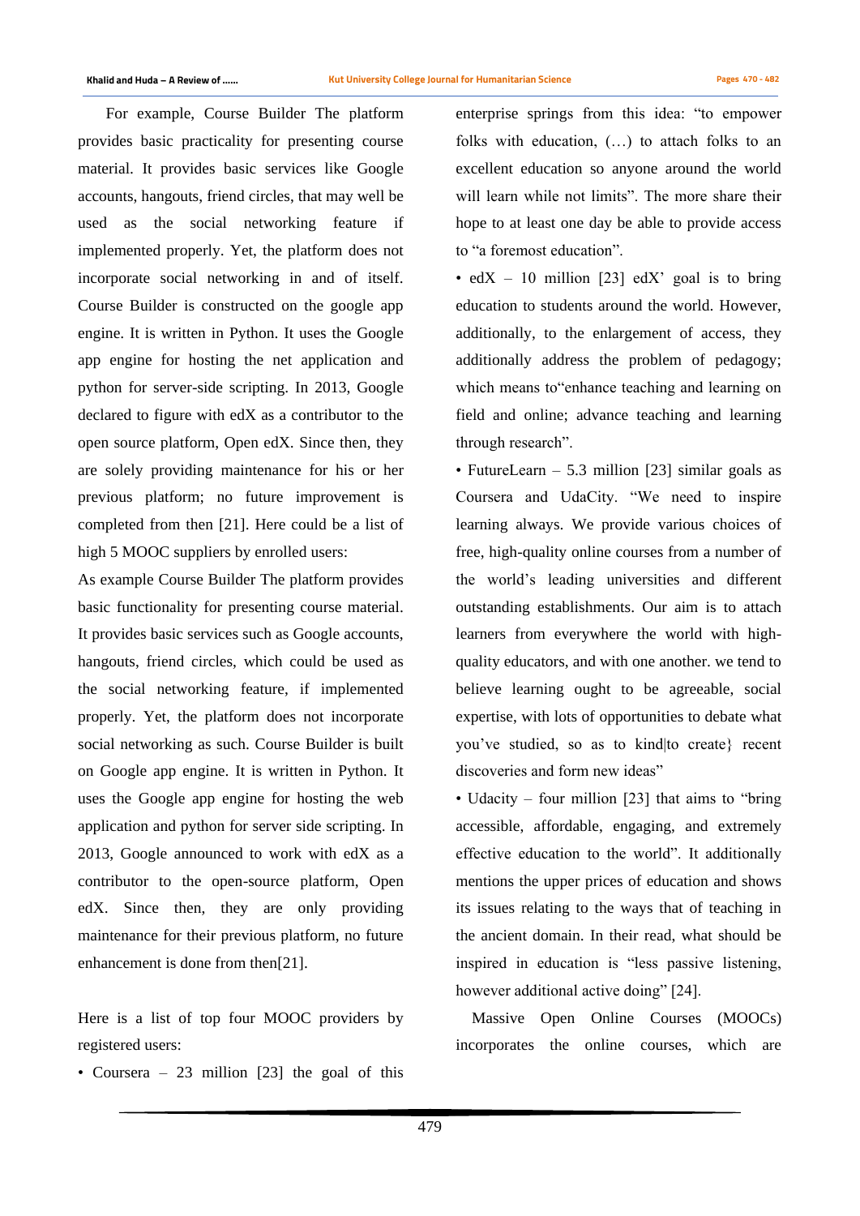For example, Course Builder The platform provides basic practicality for presenting course material. It provides basic services like Google accounts, hangouts, friend circles, that may well be used as the social networking feature if implemented properly. Yet, the platform does not incorporate social networking in and of itself. Course Builder is constructed on the google app engine. It is written in Python. It uses the Google app engine for hosting the net application and python for server-side scripting. In 2013, Google declared to figure with edX as a contributor to the open source platform, Open edX. Since then, they are solely providing maintenance for his or her previous platform; no future improvement is completed from then [21]. Here could be a list of high 5 MOOC suppliers by enrolled users:

As example Course Builder The platform provides basic functionality for presenting course material. It provides basic services such as Google accounts, hangouts, friend circles, which could be used as the social networking feature, if implemented properly. Yet, the platform does not incorporate social networking as such. Course Builder is built on Google app engine. It is written in Python. It uses the Google app engine for hosting the web application and python for server side scripting. In 2013, Google announced to work with edX as a contributor to the open-source platform, Open edX. Since then, they are only providing maintenance for their previous platform, no future enhancement is done from then[21].

Here is a list of top four MOOC providers by registered users:

- Coursera – 23 million [23] the goal of this enterprise springs from this idea: "to empower folks with education, (…) to attach folks to an excellent education so anyone around the world will learn while not limits". The more share their hope to at least one day be able to provide access to "a foremost education".
- edX – 10 million [23] edX' goal is to bring education to students around the world. However, additionally, to the enlargement of access, they additionally address the problem of pedagogy; which means to"enhance teaching and learning on field and online; advance teaching and learning through research".
- FutureLearn – 5.3 million [23] similar goals as Coursera and UdaCity. "We need to inspire learning always. We provide various choices of free, high-quality online courses from a number of the world's leading universities and different outstanding establishments. Our aim is to attach learners from everywhere the world with high-quality educators, and with one another. we tend to believe learning ought to be agreeable, social expertise, with lots of opportunities to debate what you've studied, so as to kind|to create} recent discoveries and form new ideas"
- Udacity – four million [23] that aims to "bring accessible, affordable, engaging, and extremely effective education to the world". It additionally mentions the upper prices of education and shows its issues relating to the ways that of teaching in the ancient domain. In their read, what should be inspired in education is "less passive listening, however additional active doing" [24].

Massive Open Online Courses (MOOCs) incorporates the online courses, which are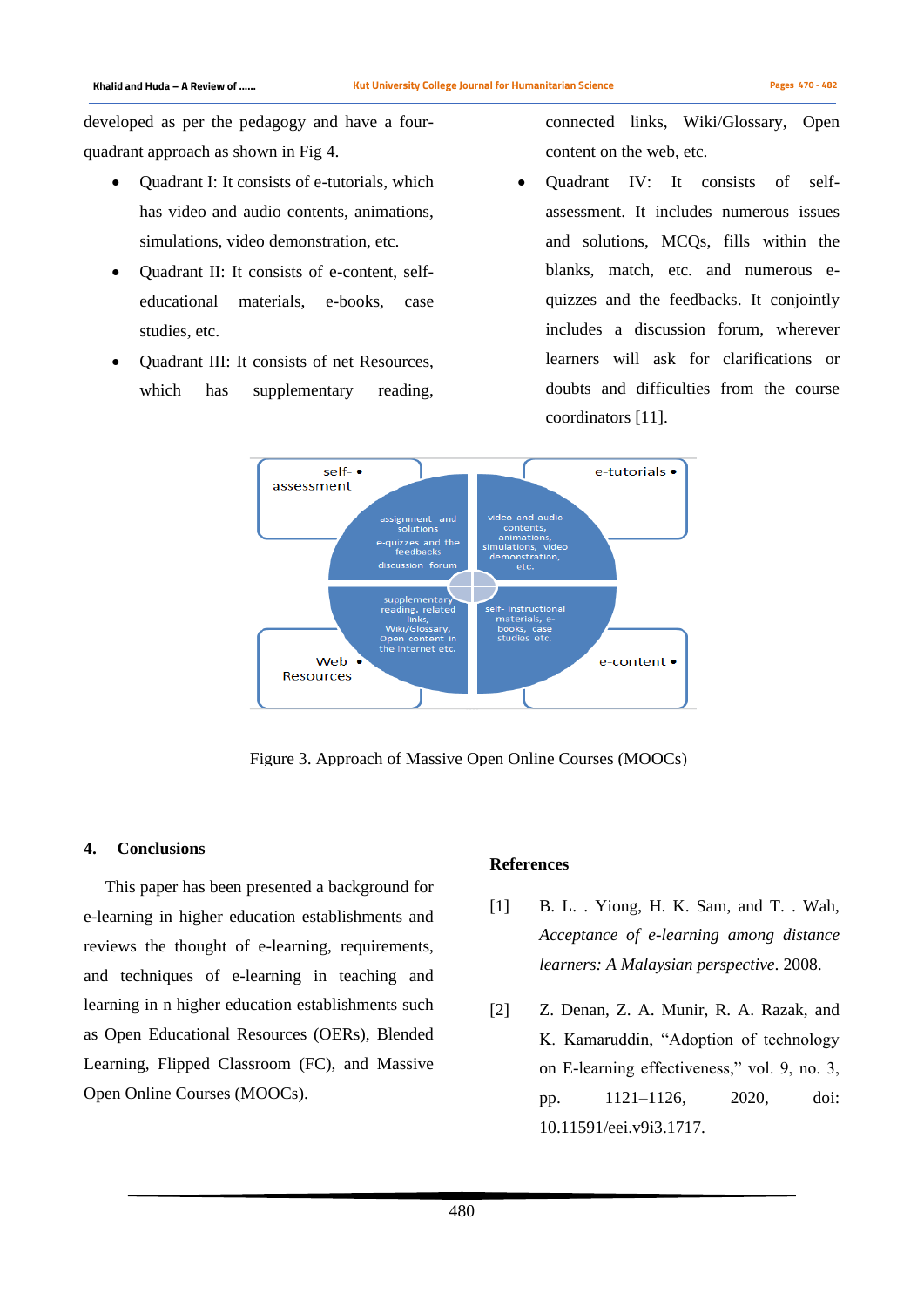developed as per the pedagogy and have a four-quadrant approach as shown in Fig 4.

- Quadrant I: It consists of e-tutorials, which has video and audio contents, animations, simulations, video demonstration, etc.
- Quadrant II: It consists of e-content, self-educational materials, e-books, case studies, etc.
- Quadrant III: It consists of net Resources, which has supplementary reading, connected links, Wiki/Glossary, Open content on the web, etc.
- Quadrant IV: It consists of self-assessment. It includes numerous issues and solutions, MCQs, fills within the blanks, match, etc. and numerous e-quizzes and the feedbacks. It conjointly includes a discussion forum, wherever learners will ask for clarifications or doubts and difficulties from the course coordinators [11].

Figure 3. Approach of Massive Open Online Courses (MOOCs)

## 4. Conclusions

This paper has been presented a background for e-learning in higher education establishments and reviews the thought of e-learning, requirements, and techniques of e-learning in teaching and learning in n higher education establishments such as Open Educational Resources (OERs), Blended Learning, Flipped Classroom (FC), and Massive Open Online Courses (MOOCs).

## References

[1] B. L. . Yiong, H. K. Sam, and T. . Wah, *Acceptance of e-learning among distance learners: A Malaysian perspective*. 2008.

[2] Z. Denan, Z. A. Munir, R. A. Razak, and K. Kamaruddin, "Adoption of technology on E-learning effectiveness," vol. 9, no. 3, pp. 1121–1126, 2020, doi: 10.11591/eei.v9i3.1717.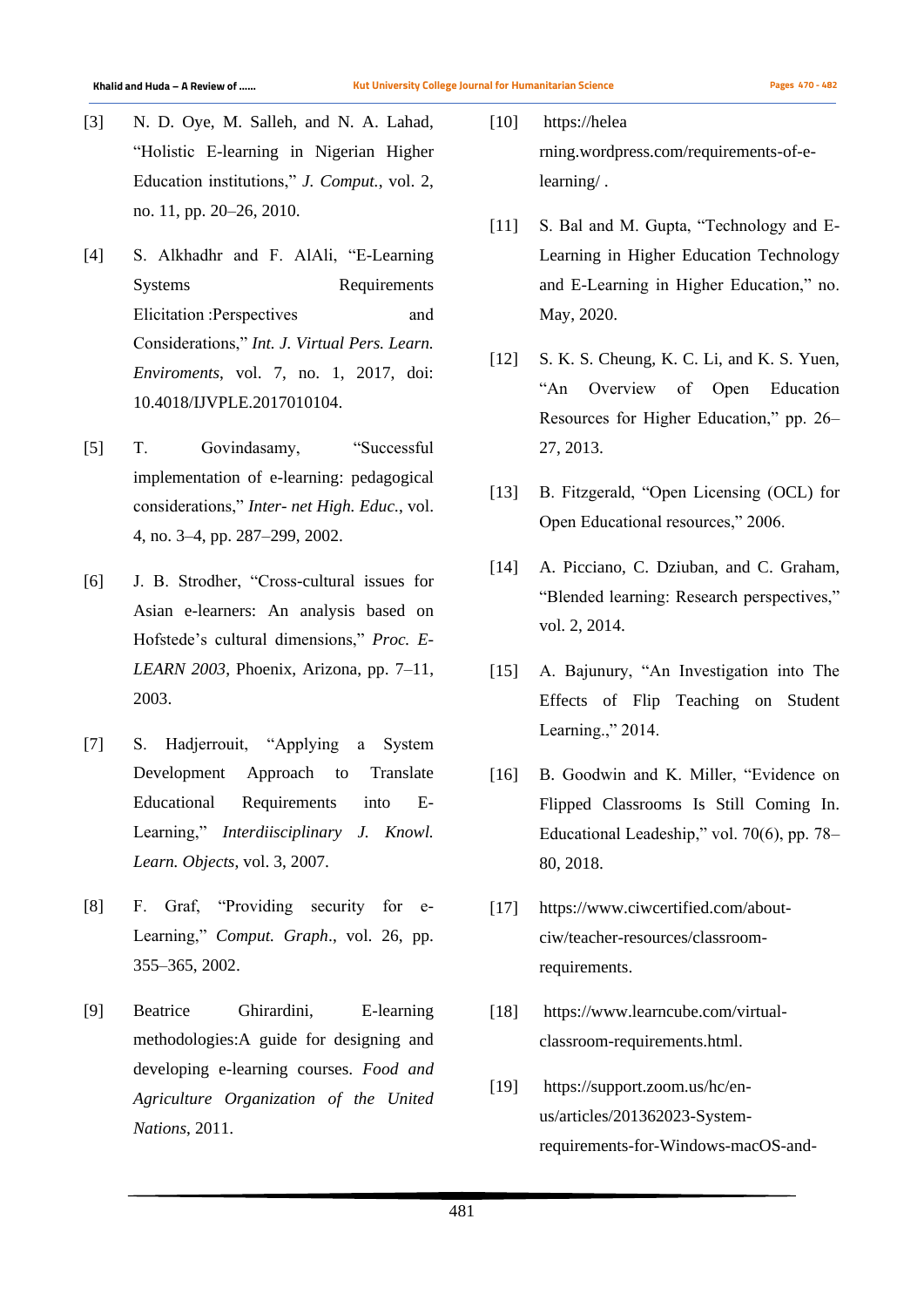[3] N. D. Oye, M. Salleh, and N. A. Lahad, "Holistic E-learning in Nigerian Higher Education institutions," *J. Comput.*, vol. 2, no. 11, pp. 20–26, 2010.

[4] S. Alkhadhr and F. AlAli, "E-Learning Systems Requirements Elicitation :Perspectives and Considerations," *Int. J. Virtual Pers. Learn. Enviroments*, vol. 7, no. 1, 2017, doi: 10.4018/IJVPLE.2017010104.

[5] T. Govindasamy, "Successful implementation of e-learning: pedagogical considerations," *Inter- net High. Educ.*, vol. 4, no. 3–4, pp. 287–299, 2002.

[6] J. B. Strodher, "Cross-cultural issues for Asian e-learners: An analysis based on Hofstede's cultural dimensions," *Proc. E-LEARN 2003*, Phoenix, Arizona, pp. 7–11, 2003.

[7] S. Hadjerrouit, "Applying a System Development Approach to Translate Educational Requirements into E-Learning," *Interdiisciplinary J. Knowl. Learn. Objects*, vol. 3, 2007.

[8] F. Graf, "Providing security for e-Learning," *Comput. Graph*., vol. 26, pp. 355–365, 2002.

[9] Beatrice Ghirardini, E-learning methodologies:A guide for designing and developing e-learning courses. *Food and Agriculture Organization of the United Nations*, 2011.

[10] https://helea rning.wordpress.com/requirements-of-e-learning/ .

[11] S. Bal and M. Gupta, "Technology and E-Learning in Higher Education Technology and E-Learning in Higher Education," no. May, 2020.

[12] S. K. S. Cheung, K. C. Li, and K. S. Yuen, "An Overview of Open Education Resources for Higher Education," pp. 26–27, 2013.

[13] B. Fitzgerald, "Open Licensing (OCL) for Open Educational resources," 2006.

[14] A. Picciano, C. Dziuban, and C. Graham, "Blended learning: Research perspectives," vol. 2, 2014.

[15] A. Bajunury, "An Investigation into The Effects of Flip Teaching on Student Learning.," 2014.

[16] B. Goodwin and K. Miller, "Evidence on Flipped Classrooms Is Still Coming In. Educational Leadeship," vol. 70(6), pp. 78–80, 2018.

[17] https://www.ciwcertified.com/about-ciw/teacher-resources/classroom-requirements.

[18] https://www.learncube.com/virtual-classroom-requirements.html.

[19] https://support.zoom.us/hc/en-us/articles/201362023-System-requirements-for-Windows-macOS-and-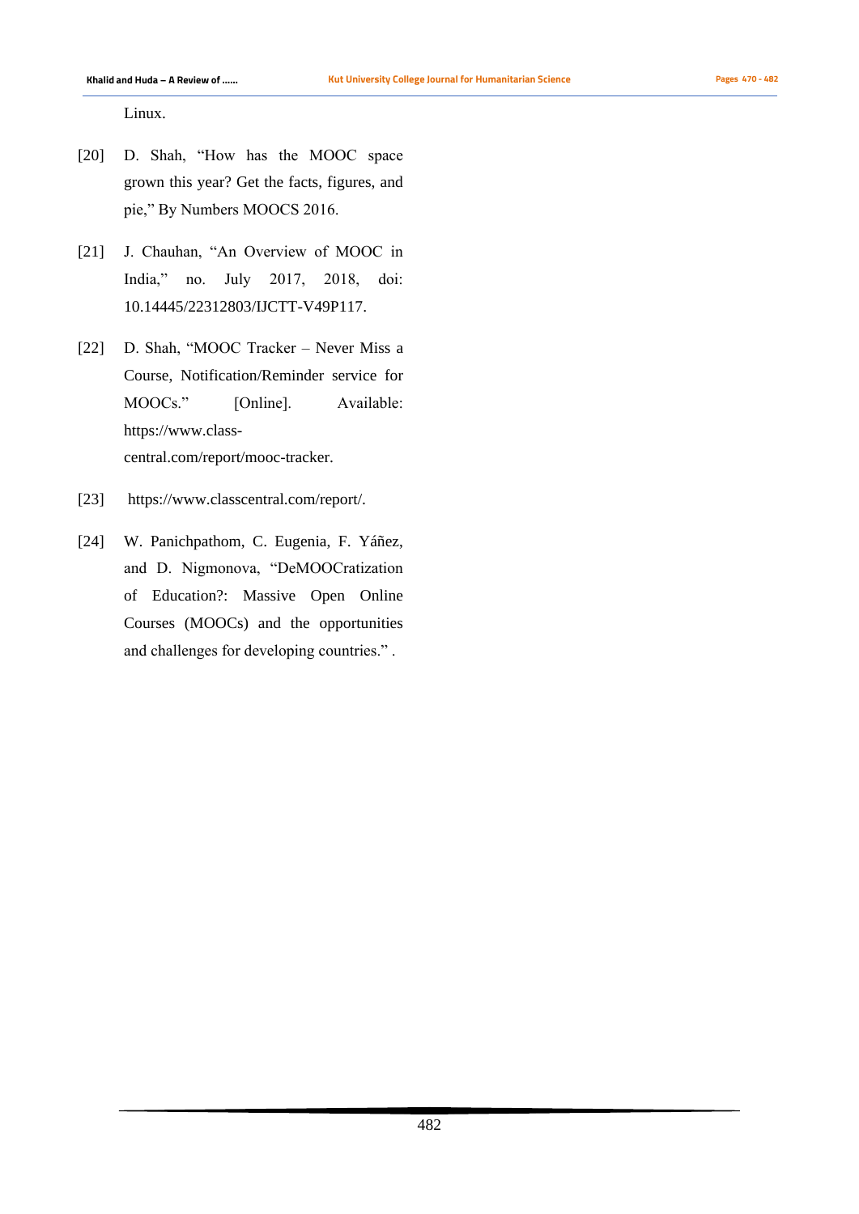Linux.

[20] D. Shah, "How has the MOOC space grown this year? Get the facts, figures, and pie," By Numbers MOOCS 2016.

[21] J. Chauhan, "An Overview of MOOC in India," no. July 2017, 2018, doi: 10.14445/22312803/IJCTT-V49P117.

[22] D. Shah, "MOOC Tracker – Never Miss a Course, Notification/Reminder service for MOOCs." [Online]. Available: https://www.class-central.com/report/mooc-tracker.

[23] https://www.classcentral.com/report/.

[24] W. Panichpathom, C. Eugenia, F. Yáñez, and D. Nigmonova, "DeMOOCratization of Education?: Massive Open Online Courses (MOOCs) and the opportunities and challenges for developing countries." .